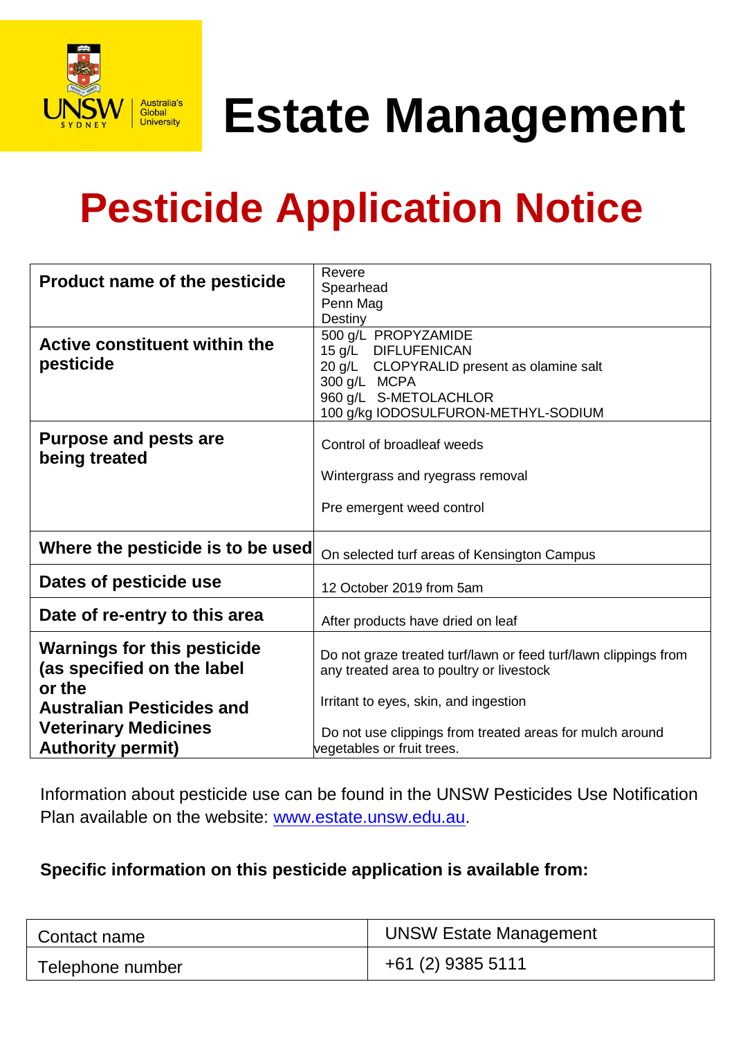UNSW SYDNEY | Australia's Global University

# Estate Management

# Pesticide Application Notice

| | |
|---|---|
| **Product name of the pesticide** | Revere<br>Spearhead<br>Penn Mag<br>Destiny |
| **Active constituent within the pesticide** | 500 g/L PROPYZAMIDE<br>15 g/L DIFLUFENICAN<br>20 g/L CLOPYRALID present as olamine salt<br>300 g/L MCPA<br>960 g/L S-METOLACHLOR<br>100 g/kg IODOSULFURON-METHYL-SODIUM |
| **Purpose and pests are being treated** | Control of broadleaf weeds<br><br>Wintergrass and ryegrass removal<br><br>Pre emergent weed control |
| **Where the pesticide is to be used** | On selected turf areas of Kensington Campus |
| **Dates of pesticide use** | 12 October 2019 from 5am |
| **Date of re-entry to this area** | After products have dried on leaf |
| **Warnings for this pesticide (as specified on the label or the Australian Pesticides and Veterinary Medicines Authority permit)** | Do not graze treated turf/lawn or feed turf/lawn clippings from any treated area to poultry or livestock<br><br>Irritant to eyes, skin, and ingestion<br><br>Do not use clippings from treated areas for mulch around vegetables or fruit trees. |

Information about pesticide use can be found in the UNSW Pesticides Use Notification Plan available on the website: www.estate.unsw.edu.au.

**Specific information on this pesticide application is available from:**

| | |
|---|---|
| Contact name | UNSW Estate Management |
| Telephone number | +61 (2) 9385 5111 |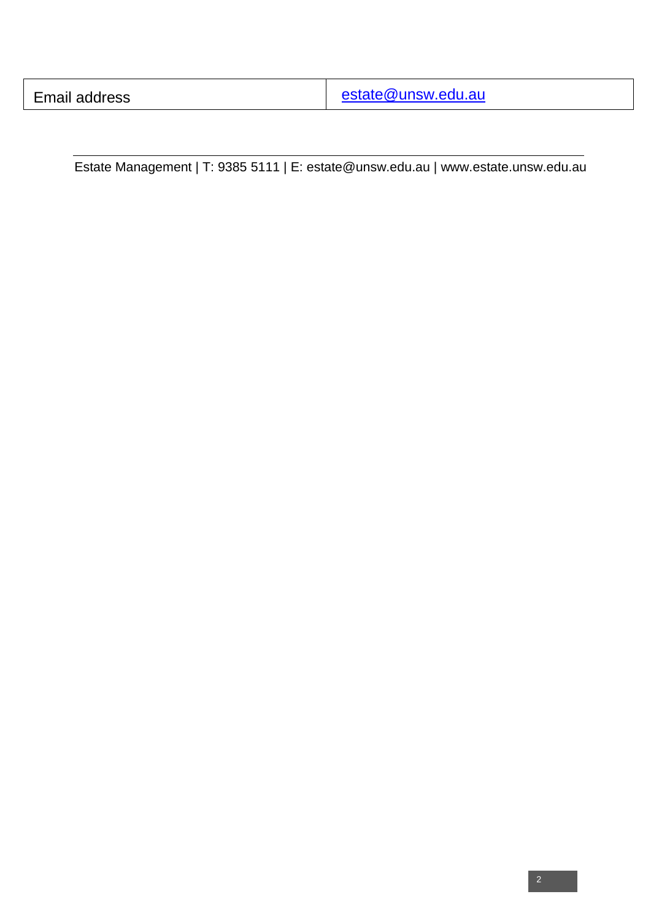| | |
|---|---|
| Email address | estate@unsw.edu.au |

Estate Management | T: 9385 5111 | E: estate@unsw.edu.au | www.estate.unsw.edu.au